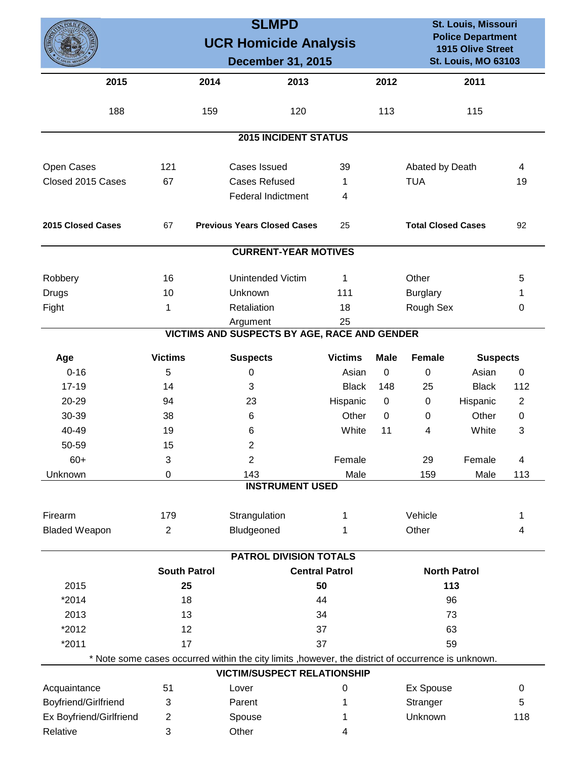# SLMPD
## UCR Homicide Analysis
### December 31, 2015

St. Louis, Missouri
Police Department
1915 Olive Street
St. Louis, MO 63103

| 2015 | 2014 | 2013 | 2012 | 2011 |
|---|---|---|---|---|
| 188 | 159 | 120 | 113 | 115 |

## 2015 INCIDENT STATUS

| | | | | | |
|---|---|---|---|---|---|
| Open Cases | 121 | Cases Issued | 39 | Abated by Death | 4 |
| Closed 2015 Cases | 67 | Cases Refused | 1 | TUA | 19 |
| | | Federal Indictment | 4 | | |
| **2015 Closed Cases** | 67 | **Previous Years Closed Cases** | 25 | **Total Closed Cases** | 92 |

## CURRENT-YEAR MOTIVES

| | | | | | |
|---|---|---|---|---|---|
| Robbery | 16 | Unintended Victim | 1 | Other | 5 |
| Drugs | 10 | Unknown | 111 | Burglary | 1 |
| Fight | 1 | Retaliation | 18 | Rough Sex | 0 |
| | | Argument | 25 | | |

## VICTIMS AND SUSPECTS BY AGE, RACE AND GENDER

| Age | Victims | Suspects |
|---|---|---|
| 0-16 | 5 | 0 |
| 17-19 | 14 | 3 |
| 20-29 | 94 | 23 |
| 30-39 | 38 | 6 |
| 40-49 | 19 | 6 |
| 50-59 | 15 | 2 |
| 60+ | 3 | 2 |
| Unknown | 0 | 143 |

| Victims | Male | Female | Suspects | |
|---|---|---|---|---|
| Asian | 0 | 0 | Asian | 0 |
| Black | 148 | 25 | Black | 112 |
| Hispanic | 0 | 0 | Hispanic | 2 |
| Other | 0 | 0 | Other | 0 |
| White | 11 | 4 | White | 3 |
| Female | | 29 | Female | 4 |
| Male | | 159 | Male | 113 |

## INSTRUMENT USED

| | | | | | |
|---|---|---|---|---|---|
| Firearm | 179 | Strangulation | 1 | Vehicle | 1 |
| Bladed Weapon | 2 | Bludgeoned | 1 | Other | 4 |

## PATROL DIVISION TOTALS

| | South Patrol | Central Patrol | North Patrol |
|---|---|---|---|
| 2015 | **25** | **50** | **113** |
| *2014 | 18 | 44 | 96 |
| 2013 | 13 | 34 | 73 |
| *2012 | 12 | 37 | 63 |
| *2011 | 17 | 37 | 59 |

* Note some cases occurred within the city limits ,however, the district of occurrence is unknown.

## VICTIM/SUSPECT RELATIONSHIP

| | | | | | |
|---|---|---|---|---|---|
| Acquaintance | 51 | Lover | 0 | Ex Spouse | 0 |
| Boyfriend/Girlfriend | 3 | Parent | 1 | Stranger | 5 |
| Ex Boyfriend/Girlfriend | 2 | Spouse | 1 | Unknown | 118 |
| Relative | 3 | Other | 4 | | |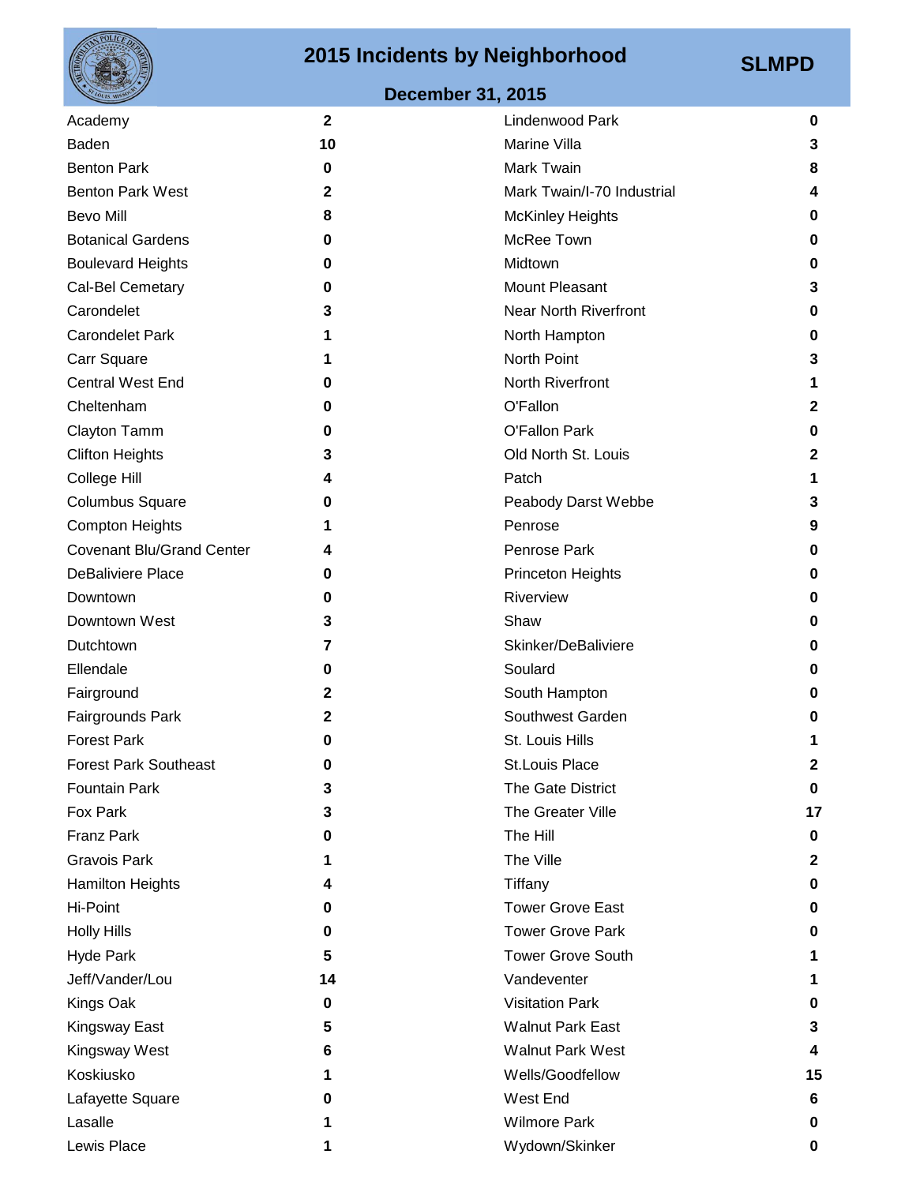# 2015 Incidents by Neighborhood

**SLMPD**

**December 31, 2015**

| | | | |
|---|---|---|---|
| Academy | **2** | Lindenwood Park | **0** |
| Baden | **10** | Marine Villa | **3** |
| Benton Park | **0** | Mark Twain | **8** |
| Benton Park West | **2** | Mark Twain/I-70 Industrial | **4** |
| Bevo Mill | **8** | McKinley Heights | **0** |
| Botanical Gardens | **0** | McRee Town | **0** |
| Boulevard Heights | **0** | Midtown | **0** |
| Cal-Bel Cemetary | **0** | Mount Pleasant | **3** |
| Carondelet | **3** | Near North Riverfront | **0** |
| Carondelet Park | **1** | North Hampton | **0** |
| Carr Square | **1** | North Point | **3** |
| Central West End | **0** | North Riverfront | **1** |
| Cheltenham | **0** | O'Fallon | **2** |
| Clayton Tamm | **0** | O'Fallon Park | **0** |
| Clifton Heights | **3** | Old North St. Louis | **2** |
| College Hill | **4** | Patch | **1** |
| Columbus Square | **0** | Peabody Darst Webbe | **3** |
| Compton Heights | **1** | Penrose | **9** |
| Covenant Blu/Grand Center | **4** | Penrose Park | **0** |
| DeBaliviere Place | **0** | Princeton Heights | **0** |
| Downtown | **0** | Riverview | **0** |
| Downtown West | **3** | Shaw | **0** |
| Dutchtown | **7** | Skinker/DeBaliviere | **0** |
| Ellendale | **0** | Soulard | **0** |
| Fairground | **2** | South Hampton | **0** |
| Fairgrounds Park | **2** | Southwest Garden | **0** |
| Forest Park | **0** | St. Louis Hills | **1** |
| Forest Park Southeast | **0** | St.Louis Place | **2** |
| Fountain Park | **3** | The Gate District | **0** |
| Fox Park | **3** | The Greater Ville | **17** |
| Franz Park | **0** | The Hill | **0** |
| Gravois Park | **1** | The Ville | **2** |
| Hamilton Heights | **4** | Tiffany | **0** |
| Hi-Point | **0** | Tower Grove East | **0** |
| Holly Hills | **0** | Tower Grove Park | **0** |
| Hyde Park | **5** | Tower Grove South | **1** |
| Jeff/Vander/Lou | **14** | Vandeventer | **1** |
| Kings Oak | **0** | Visitation Park | **0** |
| Kingsway East | **5** | Walnut Park East | **3** |
| Kingsway West | **6** | Walnut Park West | **4** |
| Koskiusko | **1** | Wells/Goodfellow | **15** |
| Lafayette Square | **0** | West End | **6** |
| Lasalle | **1** | Wilmore Park | **0** |
| Lewis Place | **1** | Wydown/Skinker | **0** |